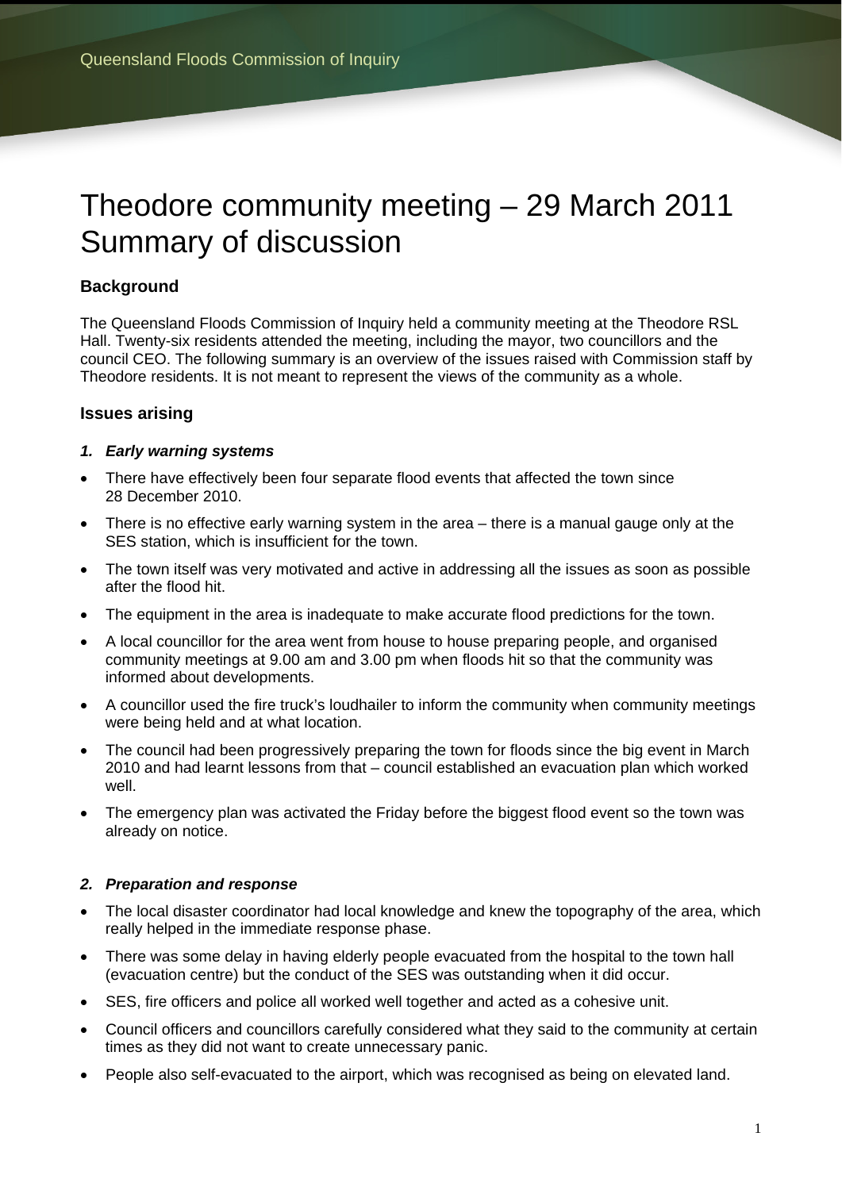# Theodore community meeting – 29 March 2011 Summary of discussion

## Background

The Queensland Floods Commission of Inquiry held a community meeting at the Theodore RSL Hall. Twenty-six residents attended the meeting, including the mayor, two councillors and the council CEO. The following summary is an overview of the issues raised with Commission staff by Theodore residents. It is not meant to represent the views of the community as a whole.

## Issues arising

### *1. Early warning systems*

- There have effectively been four separate flood events that affected the town since 28 December 2010.
- There is no effective early warning system in the area – there is a manual gauge only at the SES station, which is insufficient for the town.
- The town itself was very motivated and active in addressing all the issues as soon as possible after the flood hit.
- The equipment in the area is inadequate to make accurate flood predictions for the town.
- A local councillor for the area went from house to house preparing people, and organised community meetings at 9.00 am and 3.00 pm when floods hit so that the community was informed about developments.
- A councillor used the fire truck's loudhailer to inform the community when community meetings were being held and at what location.
- The council had been progressively preparing the town for floods since the big event in March 2010 and had learnt lessons from that – council established an evacuation plan which worked well.
- The emergency plan was activated the Friday before the biggest flood event so the town was already on notice.

### *2. Preparation and response*

- The local disaster coordinator had local knowledge and knew the topography of the area, which really helped in the immediate response phase.
- There was some delay in having elderly people evacuated from the hospital to the town hall (evacuation centre) but the conduct of the SES was outstanding when it did occur.
- SES, fire officers and police all worked well together and acted as a cohesive unit.
- Council officers and councillors carefully considered what they said to the community at certain times as they did not want to create unnecessary panic.
- People also self-evacuated to the airport, which was recognised as being on elevated land.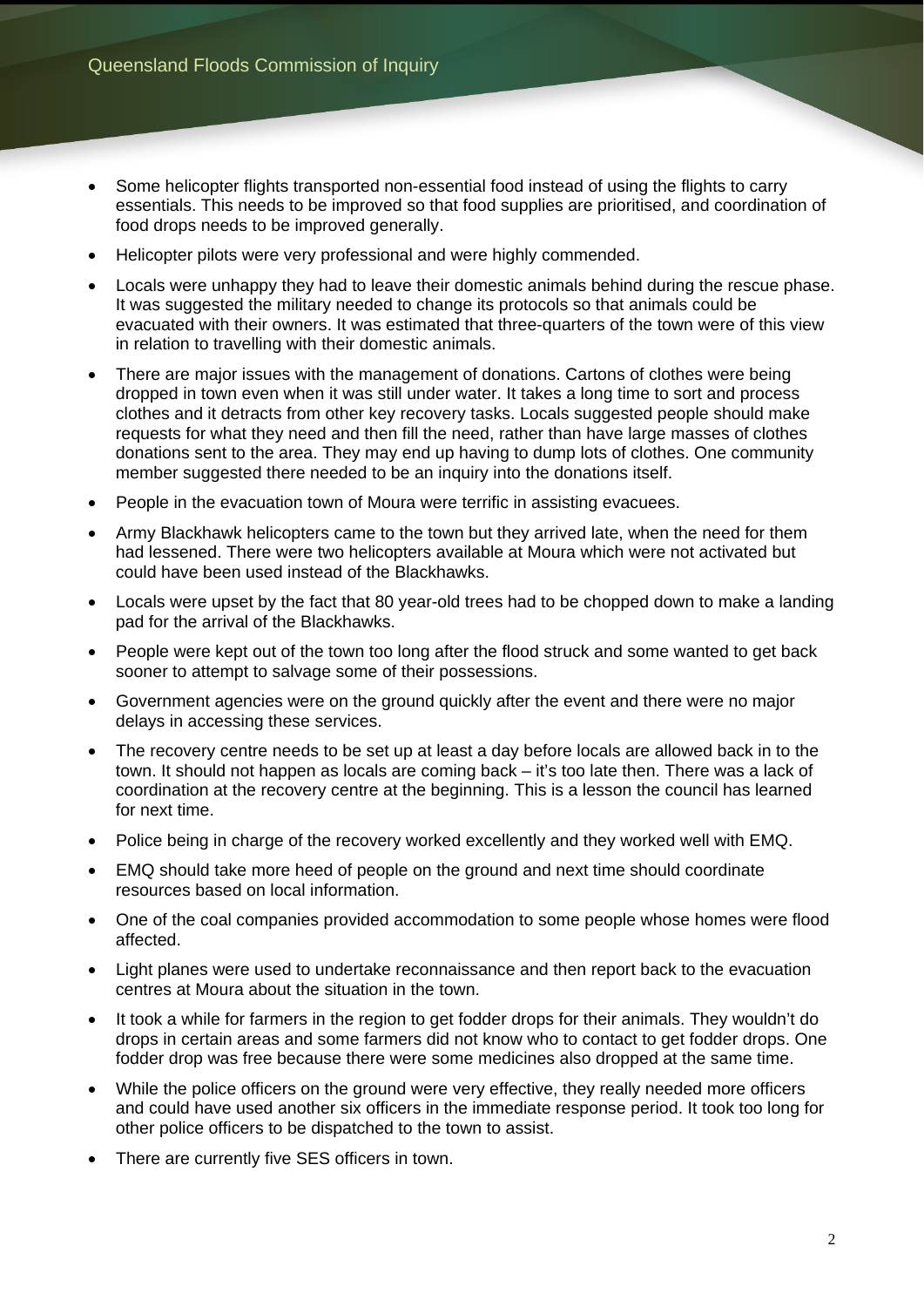- Some helicopter flights transported non-essential food instead of using the flights to carry essentials. This needs to be improved so that food supplies are prioritised, and coordination of food drops needs to be improved generally.
- Helicopter pilots were very professional and were highly commended.
- Locals were unhappy they had to leave their domestic animals behind during the rescue phase. It was suggested the military needed to change its protocols so that animals could be evacuated with their owners. It was estimated that three-quarters of the town were of this view in relation to travelling with their domestic animals.
- There are major issues with the management of donations. Cartons of clothes were being dropped in town even when it was still under water. It takes a long time to sort and process clothes and it detracts from other key recovery tasks. Locals suggested people should make requests for what they need and then fill the need, rather than have large masses of clothes donations sent to the area. They may end up having to dump lots of clothes. One community member suggested there needed to be an inquiry into the donations itself.
- People in the evacuation town of Moura were terrific in assisting evacuees.
- Army Blackhawk helicopters came to the town but they arrived late, when the need for them had lessened. There were two helicopters available at Moura which were not activated but could have been used instead of the Blackhawks.
- Locals were upset by the fact that 80 year-old trees had to be chopped down to make a landing pad for the arrival of the Blackhawks.
- People were kept out of the town too long after the flood struck and some wanted to get back sooner to attempt to salvage some of their possessions.
- Government agencies were on the ground quickly after the event and there were no major delays in accessing these services.
- The recovery centre needs to be set up at least a day before locals are allowed back in to the town. It should not happen as locals are coming back – it's too late then. There was a lack of coordination at the recovery centre at the beginning. This is a lesson the council has learned for next time.
- Police being in charge of the recovery worked excellently and they worked well with EMQ.
- EMQ should take more heed of people on the ground and next time should coordinate resources based on local information.
- One of the coal companies provided accommodation to some people whose homes were flood affected.
- Light planes were used to undertake reconnaissance and then report back to the evacuation centres at Moura about the situation in the town.
- It took a while for farmers in the region to get fodder drops for their animals. They wouldn't do drops in certain areas and some farmers did not know who to contact to get fodder drops. One fodder drop was free because there were some medicines also dropped at the same time.
- While the police officers on the ground were very effective, they really needed more officers and could have used another six officers in the immediate response period. It took too long for other police officers to be dispatched to the town to assist.
- There are currently five SES officers in town.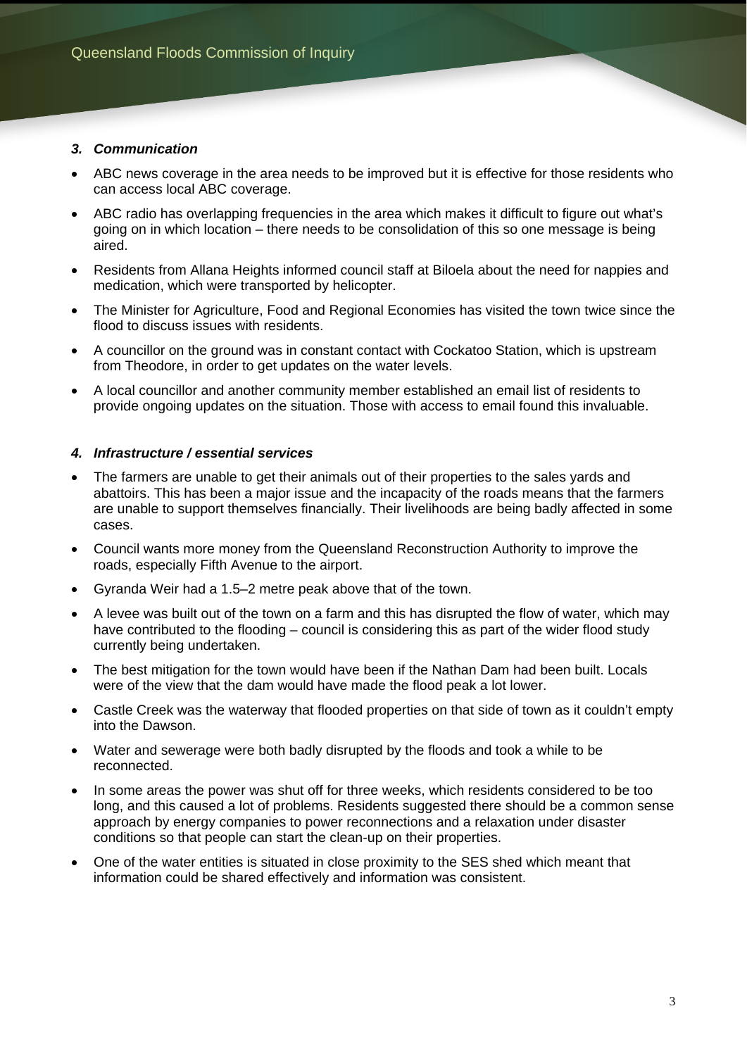### *3. Communication*

- ABC news coverage in the area needs to be improved but it is effective for those residents who can access local ABC coverage.
- ABC radio has overlapping frequencies in the area which makes it difficult to figure out what's going on in which location – there needs to be consolidation of this so one message is being aired.
- Residents from Allana Heights informed council staff at Biloela about the need for nappies and medication, which were transported by helicopter.
- The Minister for Agriculture, Food and Regional Economies has visited the town twice since the flood to discuss issues with residents.
- A councillor on the ground was in constant contact with Cockatoo Station, which is upstream from Theodore, in order to get updates on the water levels.
- A local councillor and another community member established an email list of residents to provide ongoing updates on the situation. Those with access to email found this invaluable.

### *4. Infrastructure / essential services*

- The farmers are unable to get their animals out of their properties to the sales yards and abattoirs. This has been a major issue and the incapacity of the roads means that the farmers are unable to support themselves financially. Their livelihoods are being badly affected in some cases.
- Council wants more money from the Queensland Reconstruction Authority to improve the roads, especially Fifth Avenue to the airport.
- Gyranda Weir had a 1.5–2 metre peak above that of the town.
- A levee was built out of the town on a farm and this has disrupted the flow of water, which may have contributed to the flooding – council is considering this as part of the wider flood study currently being undertaken.
- The best mitigation for the town would have been if the Nathan Dam had been built. Locals were of the view that the dam would have made the flood peak a lot lower.
- Castle Creek was the waterway that flooded properties on that side of town as it couldn't empty into the Dawson.
- Water and sewerage were both badly disrupted by the floods and took a while to be reconnected.
- In some areas the power was shut off for three weeks, which residents considered to be too long, and this caused a lot of problems. Residents suggested there should be a common sense approach by energy companies to power reconnections and a relaxation under disaster conditions so that people can start the clean-up on their properties.
- One of the water entities is situated in close proximity to the SES shed which meant that information could be shared effectively and information was consistent.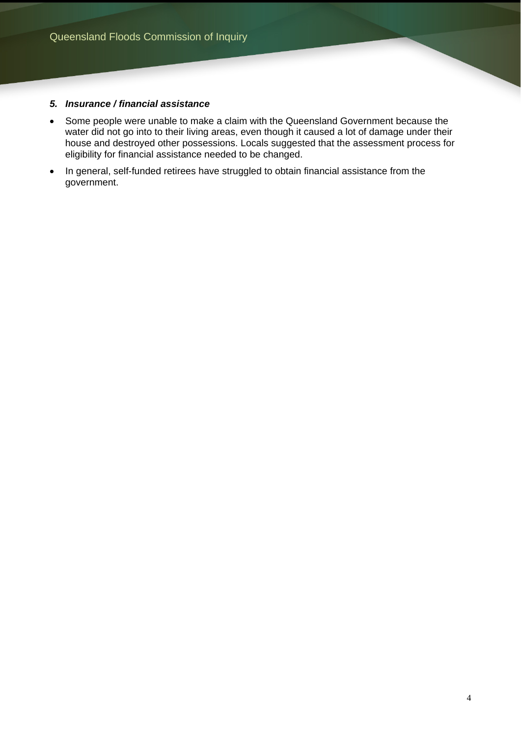### *5. Insurance / financial assistance*

- Some people were unable to make a claim with the Queensland Government because the water did not go into to their living areas, even though it caused a lot of damage under their house and destroyed other possessions. Locals suggested that the assessment process for eligibility for financial assistance needed to be changed.
- In general, self-funded retirees have struggled to obtain financial assistance from the government.